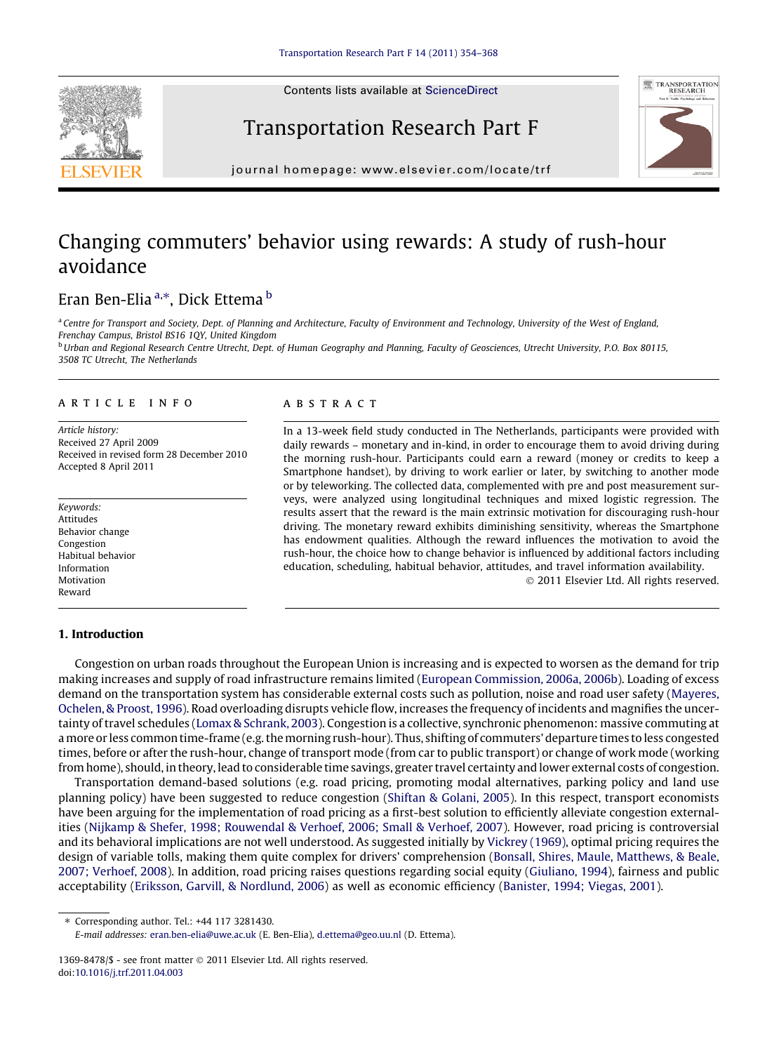# Changing commuters' behavior using rewards: A study of rush-hour avoidance

Eran Ben-Elia [a,*], Dick Ettema [b]

[a] Centre for Transport and Society, Dept. of Planning and Architecture, Faculty of Environment and Technology, University of the West of England, Frenchay Campus, Bristol BS16 1QY, United Kingdom

[b] Urban and Regional Research Centre Utrecht, Dept. of Human Geography and Planning, Faculty of Geosciences, Utrecht University, P.O. Box 80115, 3508 TC Utrecht, The Netherlands

## ARTICLE INFO

*Article history:*
Received 27 April 2009
Received in revised form 28 December 2010
Accepted 8 April 2011

*Keywords:*
Attitudes
Behavior change
Congestion
Habitual behavior
Information
Motivation
Reward

## ABSTRACT

In a 13-week field study conducted in The Netherlands, participants were provided with daily rewards – monetary and in-kind, in order to encourage them to avoid driving during the morning rush-hour. Participants could earn a reward (money or credits to keep a Smartphone handset), by driving to work earlier or later, by switching to another mode or by teleworking. The collected data, complemented with pre and post measurement surveys, were analyzed using longitudinal techniques and mixed logistic regression. The results assert that the reward is the main extrinsic motivation for discouraging rush-hour driving. The monetary reward exhibits diminishing sensitivity, whereas the Smartphone has endowment qualities. Although the reward influences the motivation to avoid the rush-hour, the choice how to change behavior is influenced by additional factors including education, scheduling, habitual behavior, attitudes, and travel information availability.

© 2011 Elsevier Ltd. All rights reserved.

## 1. Introduction

Congestion on urban roads throughout the European Union is increasing and is expected to worsen as the demand for trip making increases and supply of road infrastructure remains limited (European Commission, 2006a, 2006b). Loading of excess demand on the transportation system has considerable external costs such as pollution, noise and road user safety (Mayeres, Ochelen, & Proost, 1996). Road overloading disrupts vehicle flow, increases the frequency of incidents and magnifies the uncertainty of travel schedules (Lomax & Schrank, 2003). Congestion is a collective, synchronic phenomenon: massive commuting at a more or less common time-frame (e.g. the morning rush-hour). Thus, shifting of commuters' departure times to less congested times, before or after the rush-hour, change of transport mode (from car to public transport) or change of work mode (working from home), should, in theory, lead to considerable time savings, greater travel certainty and lower external costs of congestion.

Transportation demand-based solutions (e.g. road pricing, promoting modal alternatives, parking policy and land use planning policy) have been suggested to reduce congestion (Shiftan & Golani, 2005). In this respect, transport economists have been arguing for the implementation of road pricing as a first-best solution to efficiently alleviate congestion externalities (Nijkamp & Shefer, 1998; Rouwendal & Verhoef, 2006; Small & Verhoef, 2007). However, road pricing is controversial and its behavioral implications are not well understood. As suggested initially by Vickrey (1969), optimal pricing requires the design of variable tolls, making them quite complex for drivers' comprehension (Bonsall, Shires, Maule, Matthews, & Beale, 2007; Verhoef, 2008). In addition, road pricing raises questions regarding social equity (Giuliano, 1994), fairness and public acceptability (Eriksson, Garvill, & Nordlund, 2006) as well as economic efficiency (Banister, 1994; Viegas, 2001).

* Corresponding author. Tel.: +44 117 3281430.
E-mail addresses: eran.ben-elia@uwe.ac.uk (E. Ben-Elia), d.ettema@geo.uu.nl (D. Ettema).

1369-8478/$ - see front matter © 2011 Elsevier Ltd. All rights reserved.
doi:10.1016/j.trf.2011.04.003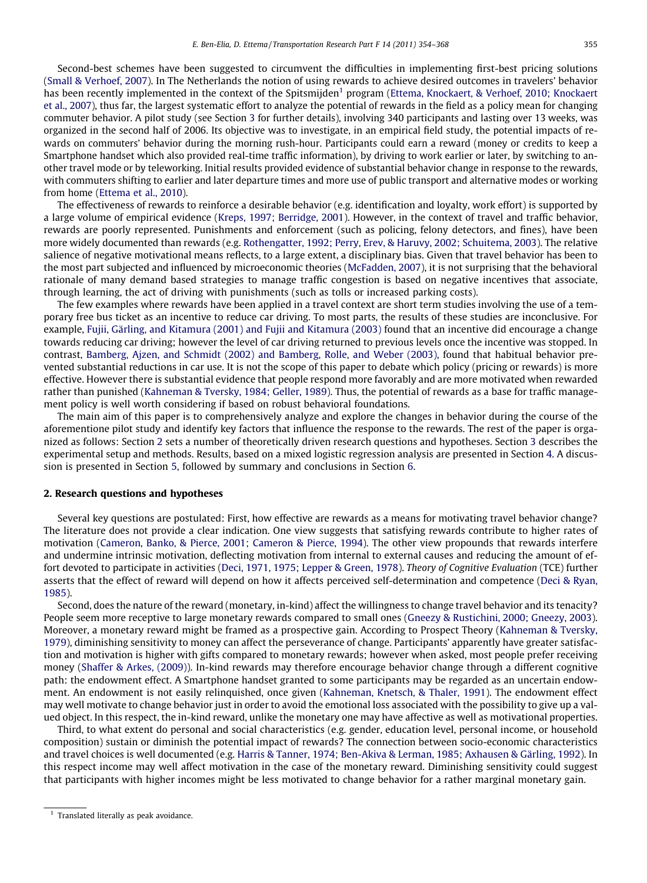Second-best schemes have been suggested to circumvent the difficulties in implementing first-best pricing solutions (Small & Verhoef, 2007). In The Netherlands the notion of using rewards to achieve desired outcomes in travelers' behavior has been recently implemented in the context of the Spitsmijden[1] program (Ettema, Knockaert, & Verhoef, 2010; Knockaert et al., 2007), thus far, the largest systematic effort to analyze the potential of rewards in the field as a policy mean for changing commuter behavior. A pilot study (see Section 3 for further details), involving 340 participants and lasting over 13 weeks, was organized in the second half of 2006. Its objective was to investigate, in an empirical field study, the potential impacts of rewards on commuters' behavior during the morning rush-hour. Participants could earn a reward (money or credits to keep a Smartphone handset which also provided real-time traffic information), by driving to work earlier or later, by switching to another travel mode or by teleworking. Initial results provided evidence of substantial behavior change in response to the rewards, with commuters shifting to earlier and later departure times and more use of public transport and alternative modes or working from home (Ettema et al., 2010).

The effectiveness of rewards to reinforce a desirable behavior (e.g. identification and loyalty, work effort) is supported by a large volume of empirical evidence (Kreps, 1997; Berridge, 2001). However, in the context of travel and traffic behavior, rewards are poorly represented. Punishments and enforcement (such as policing, felony detectors, and fines), have been more widely documented than rewards (e.g. Rothengatter, 1992; Perry, Erev, & Haruvy, 2002; Schuitema, 2003). The relative salience of negative motivational means reflects, to a large extent, a disciplinary bias. Given that travel behavior has been to the most part subjected and influenced by microeconomic theories (McFadden, 2007), it is not surprising that the behavioral rationale of many demand based strategies to manage traffic congestion is based on negative incentives that associate, through learning, the act of driving with punishments (such as tolls or increased parking costs).

The few examples where rewards have been applied in a travel context are short term studies involving the use of a temporary free bus ticket as an incentive to reduce car driving. To most parts, the results of these studies are inconclusive. For example, Fujii, Gärling, and Kitamura (2001) and Fujii and Kitamura (2003) found that an incentive did encourage a change towards reducing car driving; however the level of car driving returned to previous levels once the incentive was stopped. In contrast, Bamberg, Ajzen, and Schmidt (2002) and Bamberg, Rolle, and Weber (2003), found that habitual behavior prevented substantial reductions in car use. It is not the scope of this paper to debate which policy (pricing or rewards) is more effective. However there is substantial evidence that people respond more favorably and are more motivated when rewarded rather than punished (Kahneman & Tversky, 1984; Geller, 1989). Thus, the potential of rewards as a base for traffic management policy is well worth considering if based on robust behavioral foundations.

The main aim of this paper is to comprehensively analyze and explore the changes in behavior during the course of the aforementione pilot study and identify key factors that influence the response to the rewards. The rest of the paper is organized as follows: Section 2 sets a number of theoretically driven research questions and hypotheses. Section 3 describes the experimental setup and methods. Results, based on a mixed logistic regression analysis are presented in Section 4. A discussion is presented in Section 5, followed by summary and conclusions in Section 6.

## 2. Research questions and hypotheses

Several key questions are postulated: First, how effective are rewards as a means for motivating travel behavior change? The literature does not provide a clear indication. One view suggests that satisfying rewards contribute to higher rates of motivation (Cameron, Banko, & Pierce, 2001; Cameron & Pierce, 1994). The other view propounds that rewards interfere and undermine intrinsic motivation, deflecting motivation from internal to external causes and reducing the amount of effort devoted to participate in activities (Deci, 1971, 1975; Lepper & Green, 1978). *Theory of Cognitive Evaluation* (TCE) further asserts that the effect of reward will depend on how it affects perceived self-determination and competence (Deci & Ryan, 1985).

Second, does the nature of the reward (monetary, in-kind) affect the willingness to change travel behavior and its tenacity? People seem more receptive to large monetary rewards compared to small ones (Gneezy & Rustichini, 2000; Gneezy, 2003). Moreover, a monetary reward might be framed as a prospective gain. According to Prospect Theory (Kahneman & Tversky, 1979), diminishing sensitivity to money can affect the perseverance of change. Participants' apparently have greater satisfaction and motivation is higher with gifts compared to monetary rewards; however when asked, most people prefer receiving money (Shaffer & Arkes, (2009)). In-kind rewards may therefore encourage behavior change through a different cognitive path: the endowment effect. A Smartphone handset granted to some participants may be regarded as an uncertain endowment. An endowment is not easily relinquished, once given (Kahneman, Knetsch, & Thaler, 1991). The endowment effect may well motivate to change behavior just in order to avoid the emotional loss associated with the possibility to give up a valued object. In this respect, the in-kind reward, unlike the monetary one may have affective as well as motivational properties.

Third, to what extent do personal and social characteristics (e.g. gender, education level, personal income, or household composition) sustain or diminish the potential impact of rewards? The connection between socio-economic characteristics and travel choices is well documented (e.g. Harris & Tanner, 1974; Ben-Akiva & Lerman, 1985; Axhausen & Gärling, 1992). In this respect income may well affect motivation in the case of the monetary reward. Diminishing sensitivity could suggest that participants with higher incomes might be less motivated to change behavior for a rather marginal monetary gain.

[1] Translated literally as peak avoidance.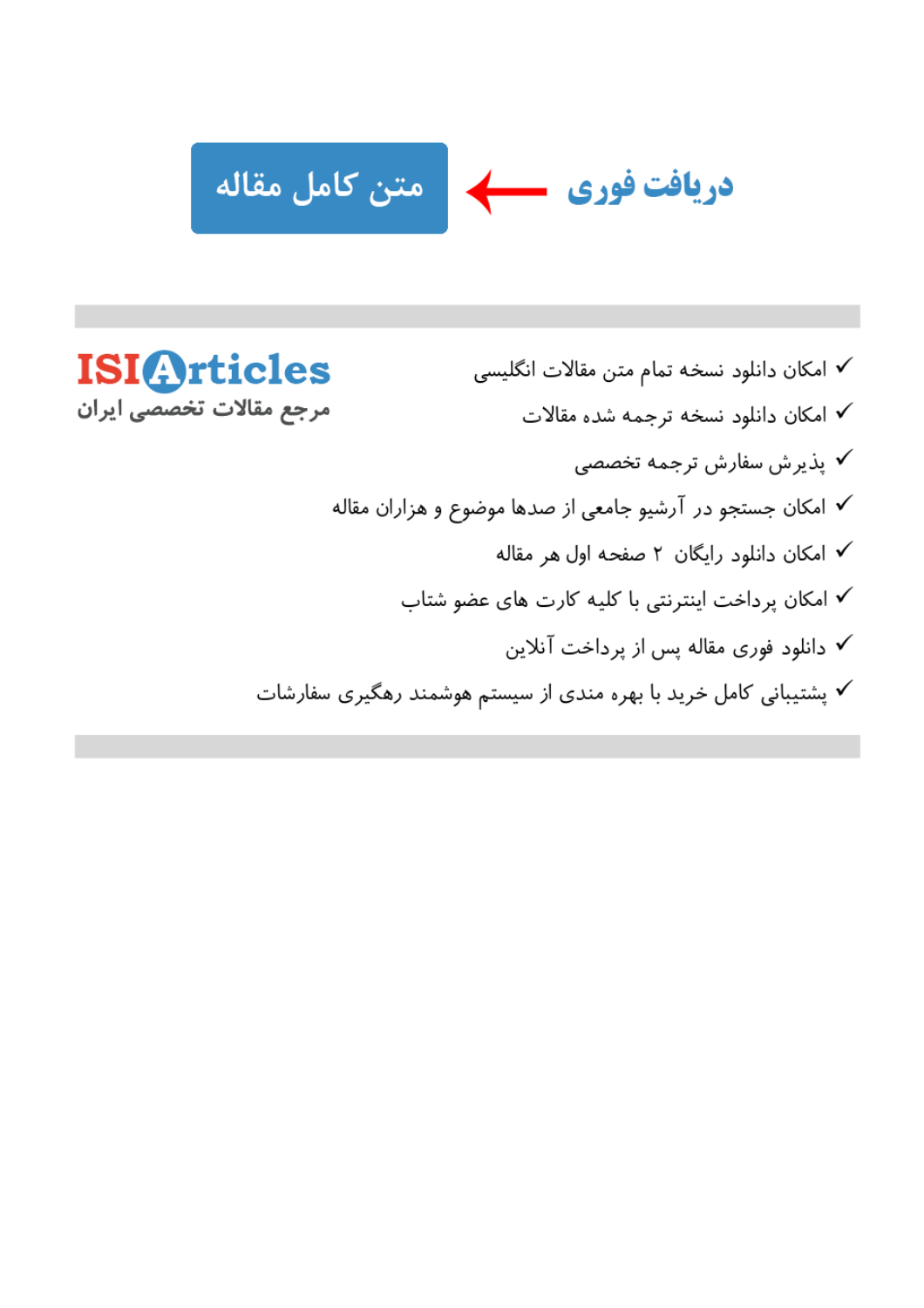دریافت فوری ← متن کامل مقاله

**ISIArticles**
مرجع مقالات تخصصی ایران

- ✓ امکان دانلود نسخه تمام متن مقالات انگلیسی
- ✓ امکان دانلود نسخه ترجمه شده مقالات
- ✓ پذیرش سفارش ترجمه تخصصی
- ✓ امکان جستجو در آرشیو جامعی از صدها موضوع و هزاران مقاله
- ✓ امکان دانلود رایگان ۲ صفحه اول هر مقاله
- ✓ امکان پرداخت اینترنتی با کلیه کارت های عضو شتاب
- ✓ دانلود فوری مقاله پس از پرداخت آنلاین
- ✓ پشتیبانی کامل خرید با بهره مندی از سیستم هوشمند رهگیری سفارشات